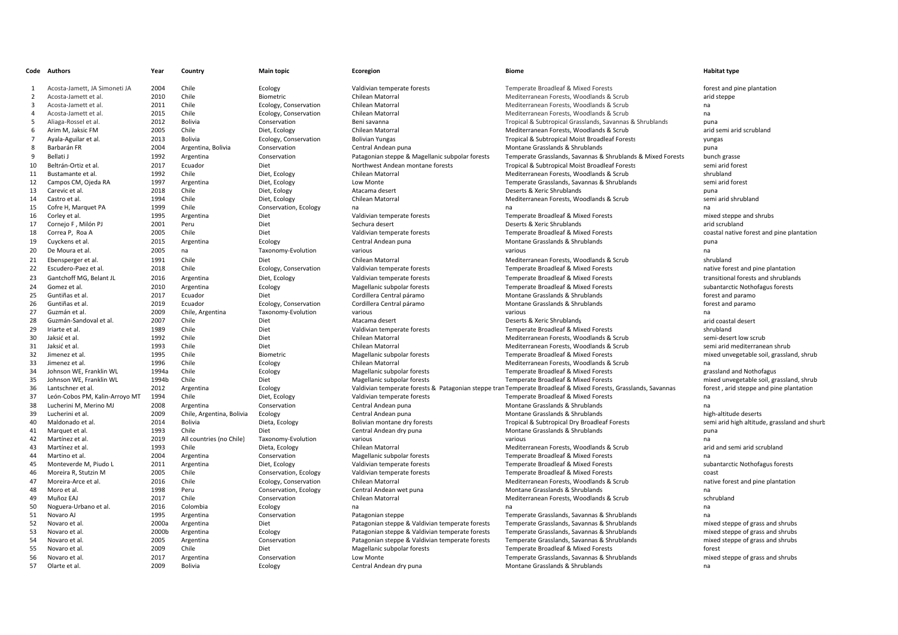| Code | Authors | Year | Country | Main topic | Ecoregion | Biome | Habitat type |
|---|---|---|---|---|---|---|---|
| 1 | Acosta-Jamett, JA Simoneti JA | 2004 | Chile | Ecology | Valdivian temperate forests | Temperate Broadleaf & Mixed Forests | forest and pine plantation |
| 2 | Acosta-Jamett et al. | 2010 | Chile | Biometric | Chilean Matorral | Mediterranean Forests, Woodlands & Scrub | arid steppe |
| 3 | Acosta-Jamett et al. | 2011 | Chile | Ecology, Conservation | Chilean Matorral | Mediterranean Forests, Woodlands & Scrub | na |
| 4 | Acosta-Jamett et al. | 2015 | Chile | Ecology, Conservation | Chilean Matorral | Mediterranean Forests, Woodlands & Scrub | na |
| 5 | Aliaga-Rossel et al. | 2012 | Bolivia | Conservation | Beni savanna | Tropical & Subtropical Grasslands, Savannas & Shrublands | puna |
| 6 | Arim M, Jaksic FM | 2005 | Chile | Diet, Ecology | Chilean Matorral | Mediterranean Forests, Woodlands & Scrub | arid semi arid scrubland |
| 7 | Ayala-Aguilar et al. | 2013 | Bolivia | Ecology, Conservation | Bolivian Yungas | Tropical & Subtropical Moist Broadleaf Forests | yungas |
| 8 | Barbarán FR | 2004 | Argentina, Bolivia | Conservation | Central Andean puna | Montane Grasslands & Shrublands | puna |
| 9 | Bellati J | 1992 | Argentina | Conservation | Patagonian steppe & Magellanic subpolar forests | Temperate Grasslands, Savannas & Shrublands & Mixed Forests | bunch grasse |
| 10 | Beltrán-Ortiz et al. | 2017 | Ecuador | Diet | Northwest Andean montane forests | Tropical & Subtropical Moist Broadleaf Forests | semi arid forest |
| 11 | Bustamante et al. | 1992 | Chile | Diet, Ecology | Chilean Matorral | Mediterranean Forests, Woodlands & Scrub | shrubland |
| 12 | Campos CM, Ojeda RA | 1997 | Argentina | Diet, Ecology | Low Monte | Temperate Grasslands, Savannas & Shrublands | semi arid forest |
| 13 | Carevic et al. | 2018 | Chile | Diet, Eology | Atacama desert | Deserts & Xeric Shrublands | puna |
| 14 | Castro et al. | 1994 | Chile | Diet, Ecology | Chilean Matorral | Mediterranean Forests, Woodlands & Scrub | semi arid shrubland |
| 15 | Cofre H, Marquet PA | 1999 | Chile | Conservation, Ecology | na | na | na |
| 16 | Corley et al. | 1995 | Argentina | Diet | Valdivian temperate forests | Temperate Broadleaf & Mixed Forests | mixed steppe and shrubs |
| 17 | Cornejo F , Milón PJ | 2001 | Peru | Diet | Sechura desert | Deserts & Xeric Shrublands | arid scrubland |
| 18 | Correa P, Roa A | 2005 | Chile | Diet | Valdivian temperate forests | Temperate Broadleaf & Mixed Forests | coastal native forest and pine plantation |
| 19 | Cuyckens et al. | 2015 | Argentina | Ecology | Central Andean puna | Montane Grasslands & Shrublands | puna |
| 20 | De Moura et al. | 2005 | na | Taxonomy-Evolution | various | various | na |
| 21 | Ebensperger et al. | 1991 | Chile | Diet | Chilean Matorral | Mediterranean Forests, Woodlands & Scrub | shrubland |
| 22 | Escudero-Paez et al. | 2018 | Chile | Ecology, Conservation | Valdivian temperate forests | Temperate Broadleaf & Mixed Forests | native forest and pine plantation |
| 23 | Gantchoff MG, Belant JL | 2016 | Argentina | Diet, Ecology | Valdivian temperate forests | Temperate Broadleaf & Mixed Forests | transitional forests and shrublands |
| 24 | Gomez et al. | 2010 | Argentina | Ecology | Magellanic subpolar forests | Temperate Broadleaf & Mixed Forests | subantarctic Nothofagus forests |
| 25 | Guntiñas et al. | 2017 | Ecuador | Diet | Cordillera Central páramo | Montane Grasslands & Shrublands | forest and paramo |
| 26 | Guntiñas et al. | 2019 | Ecuador | Ecology, Conservation | Cordillera Central páramo | Montane Grasslands & Shrublands | forest and paramo |
| 27 | Guzmán et al. | 2009 | Chile, Argentina | Taxonomy-Evolution | various | various | na |
| 28 | Guzmán-Sandoval et al. | 2007 | Chile | Diet | Atacama desert | Deserts & Xeric Shrublands | arid coastal desert |
| 29 | Iriarte et al. | 1989 | Chile | Diet | Valdivian temperate forests | Temperate Broadleaf & Mixed Forests | shrubland |
| 30 | Jaksić et al. | 1992 | Chile | Diet | Chilean Matorral | Mediterranean Forests, Woodlands & Scrub | semi-desert low scrub |
| 31 | Jaksić et al. | 1993 | Chile | Diet | Chilean Matorral | Mediterranean Forests, Woodlands & Scrub | semi arid mediterranean shrub |
| 32 | Jimenez et al. | 1995 | Chile | Biometric | Magellanic subpolar forests | Temperate Broadleaf & Mixed Forests | mixed unvegetable soil, grassland, shrub |
| 33 | Jimenez et al. | 1996 | Chile | Ecology | Chilean Matorral | Mediterranean Forests, Woodlands & Scrub | na |
| 34 | Johnson WE, Franklin WL | 1994a | Chile | Ecology | Magellanic subpolar forests | Temperate Broadleaf & Mixed Forests | grassland and Nothofagus |
| 35 | Johnson WE, Franklin WL | 1994b | Chile | Diet | Magellanic subpolar forests | Temperate Broadleaf & Mixed Forests | mixed unvegetable soil, grassland, shrub |
| 36 | Lantschner et al. | 2012 | Argentina | Ecology | Valdivian temperate forests & Patagonian steppe tran | Temperate Broadleaf & Mixed Forests, Grasslands, Savannas | forest , arid steppe and pine plantation |
| 37 | León-Cobos PM, Kalin-Arroyo MT | 1994 | Chile | Diet, Ecology | Valdivian temperate forests | Temperate Broadleaf & Mixed Forests | na |
| 38 | Lucherini M, Merino MJ | 2008 | Argentina | Conservation | Central Andean puna | Montane Grasslands & Shrublands | na |
| 39 | Lucherini et al. | 2009 | Chile, Argentina, Bolivia | Ecology | Central Andean puna | Montane Grasslands & Shrublands | high-altitude deserts |
| 40 | Maldonado et al. | 2014 | Bolivia | Dieta, Ecology | Bolivian montane dry forests | Tropical & Subtropical Dry Broadleaf Forests | semi arid high altitude, grassland and shurb |
| 41 | Marquet et al. | 1993 | Chile | Diet | Central Andean dry puna | Montane Grasslands & Shrublands | puna |
| 42 | Martínez et al. | 2019 | All countries (no Chile) | Taxonomy-Evolution | various | various | na |
| 43 | Martínez et al. | 1993 | Chile | Dieta, Ecology | Chilean Matorral | Mediterranean Forests, Woodlands & Scrub | arid and semi arid scrubland |
| 44 | Martino et al. | 2004 | Argentina | Conservation | Magellanic subpolar forests | Temperate Broadleaf & Mixed Forests | na |
| 45 | Monteverde M, Piudo L | 2011 | Argentina | Diet, Ecology | Valdivian temperate forests | Temperate Broadleaf & Mixed Forests | subantarctic Nothofagus forests |
| 46 | Moreira R, Stutzin M | 2005 | Chile | Conservation, Ecology | Valdivian temperate forests | Temperate Broadleaf & Mixed Forests | coast |
| 47 | Moreira-Arce et al. | 2016 | Chile | Ecology, Conservation | Chilean Matorral | Mediterranean Forests, Woodlands & Scrub | native forest and pine plantation |
| 48 | Moro et al. | 1998 | Peru | Conservation, Ecology | Central Andean wet puna | Montane Grasslands & Shrublands | na |
| 49 | Muñoz EAJ | 2017 | Chile | Conservation | Chilean Matorral | Mediterranean Forests, Woodlands & Scrub | schrubland |
| 50 | Noguera-Urbano et al. | 2016 | Colombia | Ecology | na | na | na |
| 51 | Novaro AJ | 1995 | Argentina | Conservation | Patagonian steppe | Temperate Grasslands, Savannas & Shrublands | na |
| 52 | Novaro et al. | 2000a | Argentina | Diet | Patagonian steppe & Valdivian temperate forests | Temperate Grasslands, Savannas & Shrublands | mixed steppe of grass and shrubs |
| 53 | Novaro et al. | 2000b | Argentina | Ecology | Patagonian steppe & Valdivian temperate forests | Temperate Grasslands, Savannas & Shrublands | mixed steppe of grass and shrubs |
| 54 | Novaro et al. | 2005 | Argentina | Conservation | Patagonian steppe & Valdivian temperate forests | Temperate Grasslands, Savannas & Shrublands | mixed steppe of grass and shrubs |
| 55 | Novaro et al. | 2009 | Chile | Diet | Magellanic subpolar forests | Temperate Broadleaf & Mixed Forests | forest |
| 56 | Novaro et al. | 2017 | Argentina | Conservation | Low Monte | Temperate Grasslands, Savannas & Shrublands | mixed steppe of grass and shrubs |
| 57 | Olarte et al. | 2009 | Bolivia | Ecology | Central Andean dry puna | Montane Grasslands & Shrublands | na |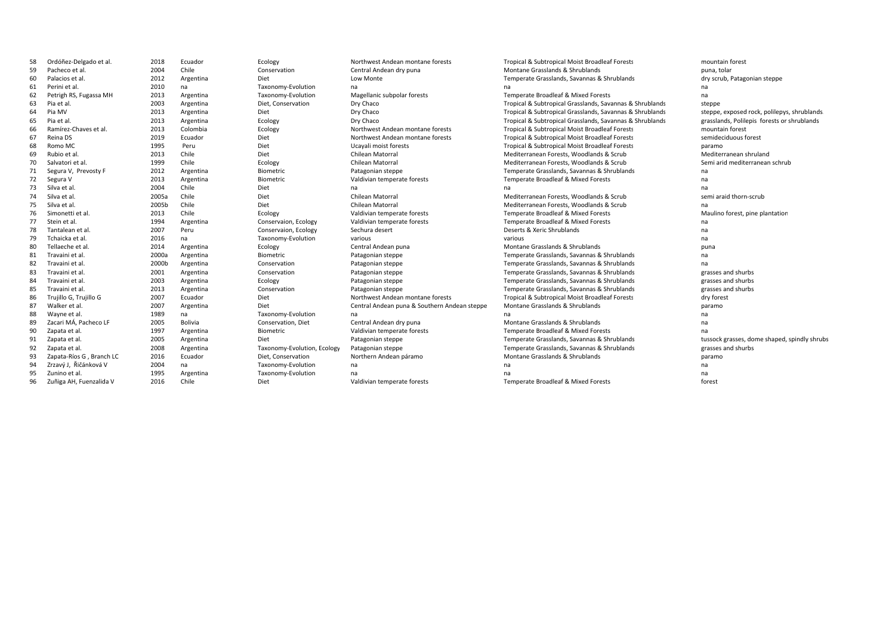| | | | | | | | |
|---|---|---|---|---|---|---|---|
| 58 | Ordóñez-Delgado et al. | 2018 | Ecuador | Ecology | Northwest Andean montane forests | Tropical & Subtropical Moist Broadleaf Forests | mountain forest |
| 59 | Pacheco et al. | 2004 | Chile | Conservation | Central Andean dry puna | Montane Grasslands & Shrublands | puna, tolar |
| 60 | Palacios et al. | 2012 | Argentina | Diet | Low Monte | Temperate Grasslands, Savannas & Shrublands | dry scrub, Patagonian steppe |
| 61 | Perini et al. | 2010 | na | Taxonomy-Evolution | na | na | na |
| 62 | Petrigh RS, Fugassa MH | 2013 | Argentina | Taxonomy-Evolution | Magellanic subpolar forests | Temperate Broadleaf & Mixed Forests | na |
| 63 | Pia et al. | 2003 | Argentina | Diet, Conservation | Dry Chaco | Tropical & Subtropical Grasslands, Savannas & Shrublands | steppe |
| 64 | Pia MV | 2013 | Argentina | Diet | Dry Chaco | Tropical & Subtropical Grasslands, Savannas & Shrublands | steppe, exposed rock, polilepys, shrublands |
| 65 | Pia et al. | 2013 | Argentina | Ecology | Dry Chaco | Tropical & Subtropical Grasslands, Savannas & Shrublands | grasslands, Polilepis forests or shrublands |
| 66 | Ramírez-Chaves et al. | 2013 | Colombia | Ecology | Northwest Andean montane forests | Tropical & Subtropical Moist Broadleaf Forests | mountain forest |
| 67 | Reina DS | 2019 | Ecuador | Diet | Northwest Andean montane forests | Tropical & Subtropical Moist Broadleaf Forests | semideciduous forest |
| 68 | Romo MC | 1995 | Peru | Diet | Ucayali moist forests | Tropical & Subtropical Moist Broadleaf Forests | paramo |
| 69 | Rubio et al. | 2013 | Chile | Diet | Chilean Matorral | Mediterranean Forests, Woodlands & Scrub | Mediterranean shruland |
| 70 | Salvatori et al. | 1999 | Chile | Ecology | Chilean Matorral | Mediterranean Forests, Woodlands & Scrub | Semi arid mediterranean schrub |
| 71 | Segura V, Prevosty F | 2012 | Argentina | Biometric | Patagonian steppe | Temperate Grasslands, Savannas & Shrublands | na |
| 72 | Segura V | 2013 | Argentina | Biometric | Valdivian temperate forests | Temperate Broadleaf & Mixed Forests | na |
| 73 | Silva et al. | 2004 | Chile | Diet | na | na | na |
| 74 | Silva et al. | 2005a | Chile | Diet | Chilean Matorral | Mediterranean Forests, Woodlands & Scrub | semi araid thorn-scrub |
| 75 | Silva et al. | 2005b | Chile | Diet | Chilean Matorral | Mediterranean Forests, Woodlands & Scrub | na |
| 76 | Simonetti et al. | 2013 | Chile | Ecology | Valdivian temperate forests | Temperate Broadleaf & Mixed Forests | Maulino forest, pine plantation |
| 77 | Stein et al. | 1994 | Argentina | Conservaion, Ecology | Valdivian temperate forests | Temperate Broadleaf & Mixed Forests | na |
| 78 | Tantalean et al. | 2007 | Peru | Conservaion, Ecology | Sechura desert | Deserts & Xeric Shrublands | na |
| 79 | Tchaicka et al. | 2016 | na | Taxonomy-Evolution | various | various | na |
| 80 | Tellaeche et al. | 2014 | Argentina | Ecology | Central Andean puna | Montane Grasslands & Shrublands | puna |
| 81 | Travaini et al. | 2000a | Argentina | Biometric | Patagonian steppe | Temperate Grasslands, Savannas & Shrublands | na |
| 82 | Travaini et al. | 2000b | Argentina | Conservation | Patagonian steppe | Temperate Grasslands, Savannas & Shrublands | na |
| 83 | Travaini et al. | 2001 | Argentina | Conservation | Patagonian steppe | Temperate Grasslands, Savannas & Shrublands | grasses and shurbs |
| 84 | Travaini et al. | 2003 | Argentina | Ecology | Patagonian steppe | Temperate Grasslands, Savannas & Shrublands | grasses and shurbs |
| 85 | Travaini et al. | 2013 | Argentina | Conservation | Patagonian steppe | Temperate Grasslands, Savannas & Shrublands | grasses and shurbs |
| 86 | Trujillo G, Trujillo G | 2007 | Ecuador | Diet | Northwest Andean montane forests | Tropical & Subtropical Moist Broadleaf Forests | dry forest |
| 87 | Walker et al. | 2007 | Argentina | Diet | Central Andean puna & Southern Andean steppe | Montane Grasslands & Shrublands | paramo |
| 88 | Wayne et al. | 1989 | na | Taxonomy-Evolution | na | na | na |
| 89 | Zacari MÁ, Pacheco LF | 2005 | Bolivia | Conservation, Diet | Central Andean dry puna | Montane Grasslands & Shrublands | na |
| 90 | Zapata et al. | 1997 | Argentina | Biometric | Valdivian temperate forests | Temperate Broadleaf & Mixed Forests | na |
| 91 | Zapata et al. | 2005 | Argentina | Diet | Patagonian steppe | Temperate Grasslands, Savannas & Shrublands | tussock grasses, dome shaped, spindly shrubs |
| 92 | Zapata et al. | 2008 | Argentina | Taxonomy-Evolution, Ecology | Patagonian steppe | Temperate Grasslands, Savannas & Shrublands | grasses and shurbs |
| 93 | Zapata-Ríos G , Branch LC | 2016 | Ecuador | Diet, Conservation | Northern Andean páramo | Montane Grasslands & Shrublands | paramo |
| 94 | Zrzavý J, Řičánková V | 2004 | na | Taxonomy-Evolution | na | na | na |
| 95 | Zunino et al. | 1995 | Argentina | Taxonomy-Evolution | na | na | na |
| 96 | Zuñiga AH, Fuenzalida V | 2016 | Chile | Diet | Valdivian temperate forests | Temperate Broadleaf & Mixed Forests | forest |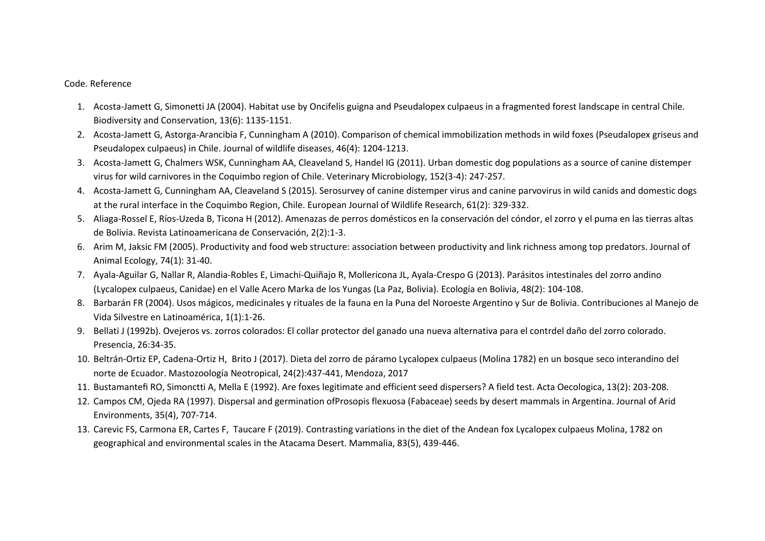Code. Reference

1. Acosta-Jamett G, Simonetti JA (2004). Habitat use by Oncifelis guigna and Pseudalopex culpaeus in a fragmented forest landscape in central Chile. Biodiversity and Conservation, 13(6): 1135-1151.
2. Acosta-Jamett G, Astorga-Arancibia F, Cunningham A (2010). Comparison of chemical immobilization methods in wild foxes (Pseudalopex griseus and Pseudalopex culpaeus) in Chile. Journal of wildlife diseases, 46(4): 1204-1213.
3. Acosta-Jamett G, Chalmers WSK, Cunningham AA, Cleaveland S, Handel IG (2011). Urban domestic dog populations as a source of canine distemper virus for wild carnivores in the Coquimbo region of Chile. Veterinary Microbiology, 152(3-4): 247-257.
4. Acosta-Jamett G, Cunningham AA, Cleaveland S (2015). Serosurvey of canine distemper virus and canine parvovirus in wild canids and domestic dogs at the rural interface in the Coquimbo Region, Chile. European Journal of Wildlife Research, 61(2): 329-332.
5. Aliaga-Rossel E, Ríos-Uzeda B, Ticona H (2012). Amenazas de perros domésticos en la conservación del cóndor, el zorro y el puma en las tierras altas de Bolivia. Revista Latinoamericana de Conservación, 2(2):1-3.
6. Arim M, Jaksic FM (2005). Productivity and food web structure: association between productivity and link richness among top predators. Journal of Animal Ecology, 74(1): 31-40.
7. Ayala-Aguilar G, Nallar R, Alandia-Robles E, Limachi-Quiñajo R, Mollericona JL, Ayala-Crespo G (2013). Parásitos intestinales del zorro andino (Lycalopex culpaeus, Canidae) en el Valle Acero Marka de los Yungas (La Paz, Bolivia). Ecología en Bolivia, 48(2): 104-108.
8. Barbarán FR (2004). Usos mágicos, medicinales y rituales de la fauna en la Puna del Noroeste Argentino y Sur de Bolivia. Contribuciones al Manejo de Vida Silvestre en Latinoamérica, 1(1):1-26.
9. Bellati J (1992b). Ovejeros vs. zorros colorados: El collar protector del ganado una nueva alternativa para el contrdel daño del zorro colorado. Presencia, 26:34-35.
10. Beltrán-Ortiz EP, Cadena-Ortiz H, Brito J (2017). Dieta del zorro de páramo Lycalopex culpaeus (Molina 1782) en un bosque seco interandino del norte de Ecuador. Mastozoología Neotropical, 24(2):437-441, Mendoza, 2017
11. Bustamantefi RO, Simonctti A, Mella E (1992). Are foxes legitimate and efficient seed dispersers? A field test. Acta Oecologica, 13(2): 203-208.
12. Campos CM, Ojeda RA (1997). Dispersal and germination ofProsopis flexuosa (Fabaceae) seeds by desert mammals in Argentina. Journal of Arid Environments, 35(4), 707-714.
13. Carevic FS, Carmona ER, Cartes F, Taucare F (2019). Contrasting variations in the diet of the Andean fox Lycalopex culpaeus Molina, 1782 on geographical and environmental scales in the Atacama Desert. Mammalia, 83(5), 439-446.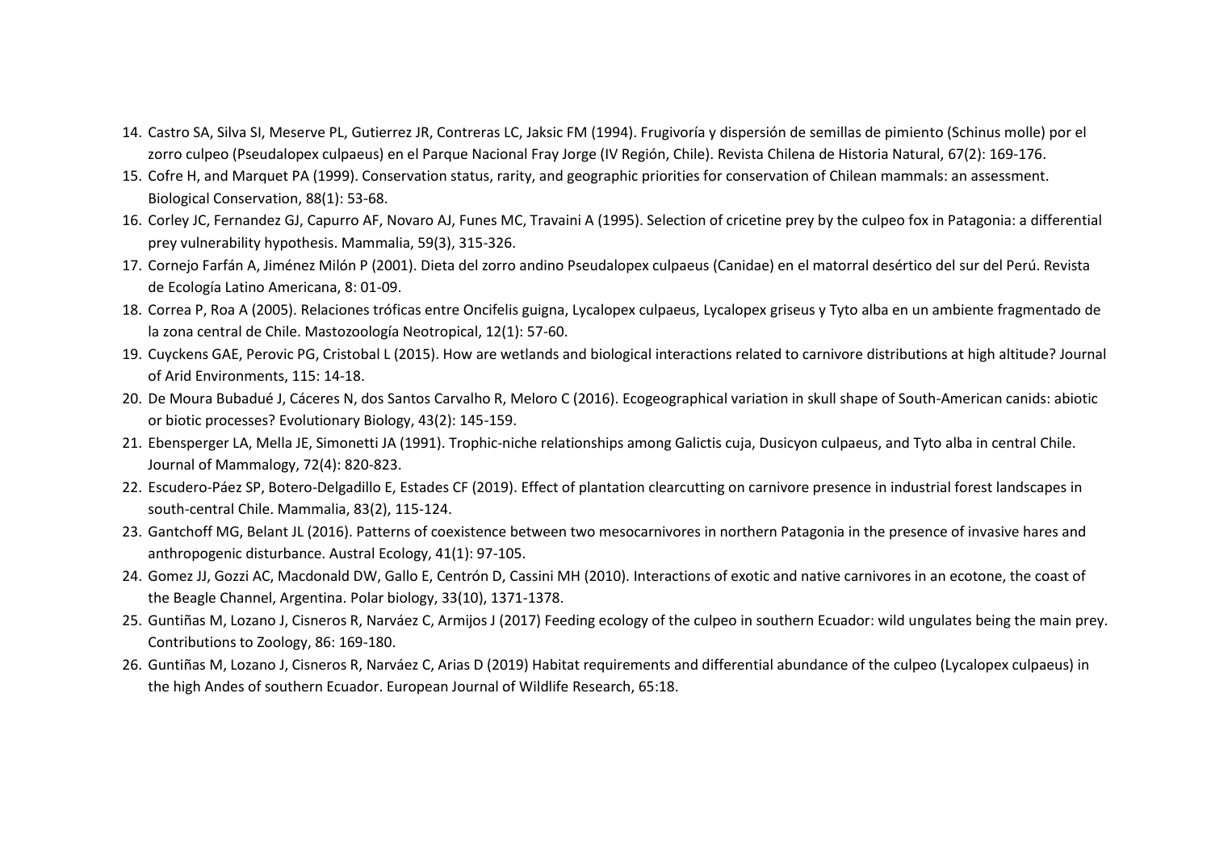14. Castro SA, Silva SI, Meserve PL, Gutierrez JR, Contreras LC, Jaksic FM (1994). Frugivoría y dispersión de semillas de pimiento (Schinus molle) por el zorro culpeo (Pseudalopex culpaeus) en el Parque Nacional Fray Jorge (IV Región, Chile). Revista Chilena de Historia Natural, 67(2): 169-176.
15. Cofre H, and Marquet PA (1999). Conservation status, rarity, and geographic priorities for conservation of Chilean mammals: an assessment. Biological Conservation, 88(1): 53-68.
16. Corley JC, Fernandez GJ, Capurro AF, Novaro AJ, Funes MC, Travaini A (1995). Selection of cricetine prey by the culpeo fox in Patagonia: a differential prey vulnerability hypothesis. Mammalia, 59(3), 315-326.
17. Cornejo Farfán A, Jiménez Milón P (2001). Dieta del zorro andino Pseudalopex culpaeus (Canidae) en el matorral desértico del sur del Perú. Revista de Ecología Latino Americana, 8: 01-09.
18. Correa P, Roa A (2005). Relaciones tróficas entre Oncifelis guigna, Lycalopex culpaeus, Lycalopex griseus y Tyto alba en un ambiente fragmentado de la zona central de Chile. Mastozoología Neotropical, 12(1): 57-60.
19. Cuyckens GAE, Perovic PG, Cristobal L (2015). How are wetlands and biological interactions related to carnivore distributions at high altitude? Journal of Arid Environments, 115: 14-18.
20. De Moura Bubadué J, Cáceres N, dos Santos Carvalho R, Meloro C (2016). Ecogeographical variation in skull shape of South-American canids: abiotic or biotic processes? Evolutionary Biology, 43(2): 145-159.
21. Ebensperger LA, Mella JE, Simonetti JA (1991). Trophic-niche relationships among Galictis cuja, Dusicyon culpaeus, and Tyto alba in central Chile. Journal of Mammalogy, 72(4): 820-823.
22. Escudero-Páez SP, Botero-Delgadillo E, Estades CF (2019). Effect of plantation clearcutting on carnivore presence in industrial forest landscapes in south-central Chile. Mammalia, 83(2), 115-124.
23. Gantchoff MG, Belant JL (2016). Patterns of coexistence between two mesocarnivores in northern Patagonia in the presence of invasive hares and anthropogenic disturbance. Austral Ecology, 41(1): 97-105.
24. Gomez JJ, Gozzi AC, Macdonald DW, Gallo E, Centrón D, Cassini MH (2010). Interactions of exotic and native carnivores in an ecotone, the coast of the Beagle Channel, Argentina. Polar biology, 33(10), 1371-1378.
25. Guntiñas M, Lozano J, Cisneros R, Narváez C, Armijos J (2017) Feeding ecology of the culpeo in southern Ecuador: wild ungulates being the main prey. Contributions to Zoology, 86: 169-180.
26. Guntiñas M, Lozano J, Cisneros R, Narváez C, Arias D (2019) Habitat requirements and differential abundance of the culpeo (Lycalopex culpaeus) in the high Andes of southern Ecuador. European Journal of Wildlife Research, 65:18.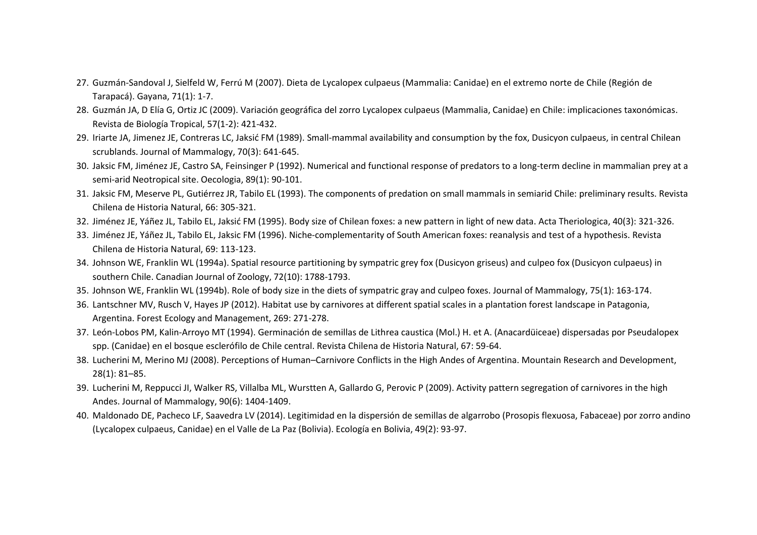27. Guzmán-Sandoval J, Sielfeld W, Ferrú M (2007). Dieta de Lycalopex culpaeus (Mammalia: Canidae) en el extremo norte de Chile (Región de Tarapacá). Gayana, 71(1): 1-7.
28. Guzmán JA, D Elía G, Ortiz JC (2009). Variación geográfica del zorro Lycalopex culpaeus (Mammalia, Canidae) en Chile: implicaciones taxonómicas. Revista de Biología Tropical, 57(1-2): 421-432.
29. Iriarte JA, Jimenez JE, Contreras LC, Jaksić FM (1989). Small-mammal availability and consumption by the fox, Dusicyon culpaeus, in central Chilean scrublands. Journal of Mammalogy, 70(3): 641-645.
30. Jaksic FM, Jiménez JE, Castro SA, Feinsinger P (1992). Numerical and functional response of predators to a long-term decline in mammalian prey at a semi-arid Neotropical site. Oecologia, 89(1): 90-101.
31. Jaksic FM, Meserve PL, Gutiérrez JR, Tabilo EL (1993). The components of predation on small mammals in semiarid Chile: preliminary results. Revista Chilena de Historia Natural, 66: 305-321.
32. Jiménez JE, Yáñez JL, Tabilo EL, Jaksić FM (1995). Body size of Chilean foxes: a new pattern in light of new data. Acta Theriologica, 40(3): 321-326.
33. Jiménez JE, Yáñez JL, Tabilo EL, Jaksic FM (1996). Niche-complementarity of South American foxes: reanalysis and test of a hypothesis. Revista Chilena de Historia Natural, 69: 113-123.
34. Johnson WE, Franklin WL (1994a). Spatial resource partitioning by sympatric grey fox (Dusicyon griseus) and culpeo fox (Dusicyon culpaeus) in southern Chile. Canadian Journal of Zoology, 72(10): 1788-1793.
35. Johnson WE, Franklin WL (1994b). Role of body size in the diets of sympatric gray and culpeo foxes. Journal of Mammalogy, 75(1): 163-174.
36. Lantschner MV, Rusch V, Hayes JP (2012). Habitat use by carnivores at different spatial scales in a plantation forest landscape in Patagonia, Argentina. Forest Ecology and Management, 269: 271-278.
37. León-Lobos PM, Kalin-Arroyo MT (1994). Germinación de semillas de Lithrea caustica (Mol.) H. et A. (Anacardüiceae) dispersadas por Pseudalopex spp. (Canidae) en el bosque esclerófilo de Chile central. Revista Chilena de Historia Natural, 67: 59-64.
38. Lucherini M, Merino MJ (2008). Perceptions of Human–Carnivore Conflicts in the High Andes of Argentina. Mountain Research and Development, 28(1): 81–85.
39. Lucherini M, Reppucci JI, Walker RS, Villalba ML, Wurstten A, Gallardo G, Perovic P (2009). Activity pattern segregation of carnivores in the high Andes. Journal of Mammalogy, 90(6): 1404-1409.
40. Maldonado DE, Pacheco LF, Saavedra LV (2014). Legitimidad en la dispersión de semillas de algarrobo (Prosopis flexuosa, Fabaceae) por zorro andino (Lycalopex culpaeus, Canidae) en el Valle de La Paz (Bolivia). Ecología en Bolivia, 49(2): 93-97.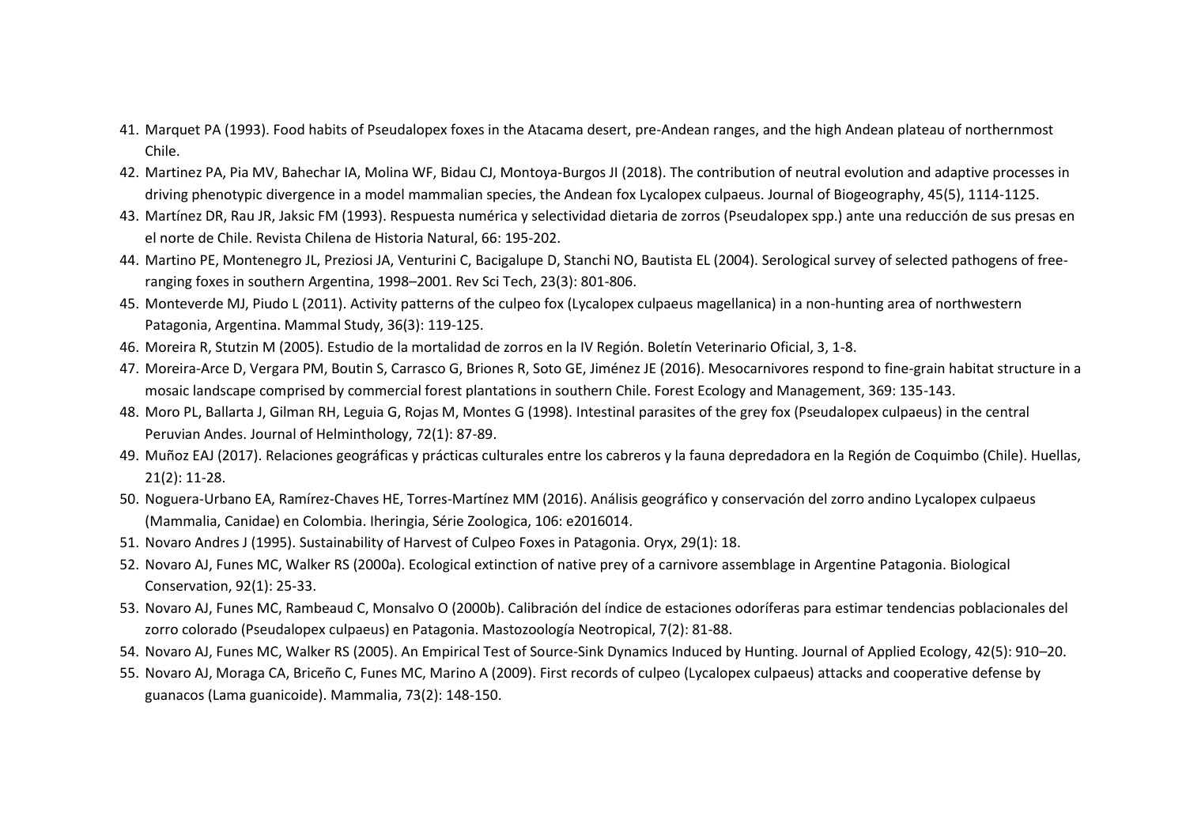41. Marquet PA (1993). Food habits of Pseudalopex foxes in the Atacama desert, pre-Andean ranges, and the high Andean plateau of northernmost Chile.
42. Martinez PA, Pia MV, Bahechar IA, Molina WF, Bidau CJ, Montoya-Burgos JI (2018). The contribution of neutral evolution and adaptive processes in driving phenotypic divergence in a model mammalian species, the Andean fox Lycalopex culpaeus. Journal of Biogeography, 45(5), 1114-1125.
43. Martínez DR, Rau JR, Jaksic FM (1993). Respuesta numérica y selectividad dietaria de zorros (Pseudalopex spp.) ante una reducción de sus presas en el norte de Chile. Revista Chilena de Historia Natural, 66: 195-202.
44. Martino PE, Montenegro JL, Preziosi JA, Venturini C, Bacigalupe D, Stanchi NO, Bautista EL (2004). Serological survey of selected pathogens of free-ranging foxes in southern Argentina, 1998–2001. Rev Sci Tech, 23(3): 801-806.
45. Monteverde MJ, Piudo L (2011). Activity patterns of the culpeo fox (Lycalopex culpaeus magellanica) in a non-hunting area of northwestern Patagonia, Argentina. Mammal Study, 36(3): 119-125.
46. Moreira R, Stutzin M (2005). Estudio de la mortalidad de zorros en la IV Región. Boletín Veterinario Oficial, 3, 1-8.
47. Moreira-Arce D, Vergara PM, Boutin S, Carrasco G, Briones R, Soto GE, Jiménez JE (2016). Mesocarnivores respond to fine-grain habitat structure in a mosaic landscape comprised by commercial forest plantations in southern Chile. Forest Ecology and Management, 369: 135-143.
48. Moro PL, Ballarta J, Gilman RH, Leguia G, Rojas M, Montes G (1998). Intestinal parasites of the grey fox (Pseudalopex culpaeus) in the central Peruvian Andes. Journal of Helminthology, 72(1): 87-89.
49. Muñoz EAJ (2017). Relaciones geográficas y prácticas culturales entre los cabreros y la fauna depredadora en la Región de Coquimbo (Chile). Huellas, 21(2): 11-28.
50. Noguera-Urbano EA, Ramírez-Chaves HE, Torres-Martínez MM (2016). Análisis geográfico y conservación del zorro andino Lycalopex culpaeus (Mammalia, Canidae) en Colombia. Iheringia, Série Zoologica, 106: e2016014.
51. Novaro Andres J (1995). Sustainability of Harvest of Culpeo Foxes in Patagonia. Oryx, 29(1): 18.
52. Novaro AJ, Funes MC, Walker RS (2000a). Ecological extinction of native prey of a carnivore assemblage in Argentine Patagonia. Biological Conservation, 92(1): 25-33.
53. Novaro AJ, Funes MC, Rambeaud C, Monsalvo O (2000b). Calibración del índice de estaciones odoríferas para estimar tendencias poblacionales del zorro colorado (Pseudalopex culpaeus) en Patagonia. Mastozoología Neotropical, 7(2): 81-88.
54. Novaro AJ, Funes MC, Walker RS (2005). An Empirical Test of Source-Sink Dynamics Induced by Hunting. Journal of Applied Ecology, 42(5): 910–20.
55. Novaro AJ, Moraga CA, Briceño C, Funes MC, Marino A (2009). First records of culpeo (Lycalopex culpaeus) attacks and cooperative defense by guanacos (Lama guanicoide). Mammalia, 73(2): 148-150.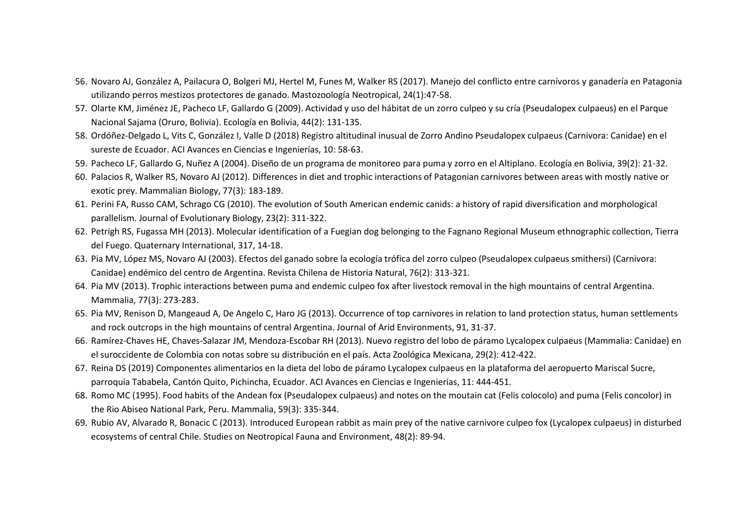56. Novaro AJ, González A, Pailacura O, Bolgeri MJ, Hertel M, Funes M, Walker RS (2017). Manejo del conflicto entre carnívoros y ganadería en Patagonia utilizando perros mestizos protectores de ganado. Mastozoología Neotropical, 24(1):47-58.
57. Olarte KM, Jiménez JE, Pacheco LF, Gallardo G (2009). Actividad y uso del hábitat de un zorro culpeo y su cría (Pseudalopex culpaeus) en el Parque Nacional Sajama (Oruro, Bolivia). Ecología en Bolivia, 44(2): 131-135.
58. Ordóñez-Delgado L, Vits C, González I, Valle D (2018) Registro altitudinal inusual de Zorro Andino Pseudalopex culpaeus (Carnivora: Canidae) en el sureste de Ecuador. ACI Avances en Ciencias e Ingenierías, 10: 58-63.
59. Pacheco LF, Gallardo G, Nuñez A (2004). Diseño de un programa de monitoreo para puma y zorro en el Altiplano. Ecología en Bolivia, 39(2): 21-32.
60. Palacios R, Walker RS, Novaro AJ (2012). Differences in diet and trophic interactions of Patagonian carnivores between areas with mostly native or exotic prey. Mammalian Biology, 77(3): 183-189.
61. Perini FA, Russo CAM, Schrago CG (2010). The evolution of South American endemic canids: a history of rapid diversification and morphological parallelism. Journal of Evolutionary Biology, 23(2): 311-322.
62. Petrigh RS, Fugassa MH (2013). Molecular identification of a Fuegian dog belonging to the Fagnano Regional Museum ethnographic collection, Tierra del Fuego. Quaternary International, 317, 14-18.
63. Pia MV, López MS, Novaro AJ (2003). Efectos del ganado sobre la ecología trófica del zorro culpeo (Pseudalopex culpaeus smithersi) (Carnivora: Canidae) endémico del centro de Argentina. Revista Chilena de Historia Natural, 76(2): 313-321.
64. Pia MV (2013). Trophic interactions between puma and endemic culpeo fox after livestock removal in the high mountains of central Argentina. Mammalia, 77(3): 273-283.
65. Pia MV, Renison D, Mangeaud A, De Angelo C, Haro JG (2013). Occurrence of top carnivores in relation to land protection status, human settlements and rock outcrops in the high mountains of central Argentina. Journal of Arid Environments, 91, 31-37.
66. Ramírez-Chaves HE, Chaves-Salazar JM, Mendoza-Escobar RH (2013). Nuevo registro del lobo de páramo Lycalopex culpaeus (Mammalia: Canidae) en el suroccidente de Colombia con notas sobre su distribución en el país. Acta Zoológica Mexicana, 29(2): 412-422.
67. Reina DS (2019) Componentes alimentarios en la dieta del lobo de páramo Lycalopex culpaeus en la plataforma del aeropuerto Mariscal Sucre, parroquia Tababela, Cantón Quito, Pichincha, Ecuador. ACI Avances en Ciencias e Ingenierías, 11: 444-451.
68. Romo MC (1995). Food habits of the Andean fox (Pseudalopex culpaeus) and notes on the moutain cat (Felis colocolo) and puma (Felis concolor) in the Rio Abiseo National Park, Peru. Mammalia, 59(3): 335-344.
69. Rubio AV, Alvarado R, Bonacic C (2013). Introduced European rabbit as main prey of the native carnivore culpeo fox (Lycalopex culpaeus) in disturbed ecosystems of central Chile. Studies on Neotropical Fauna and Environment, 48(2): 89-94.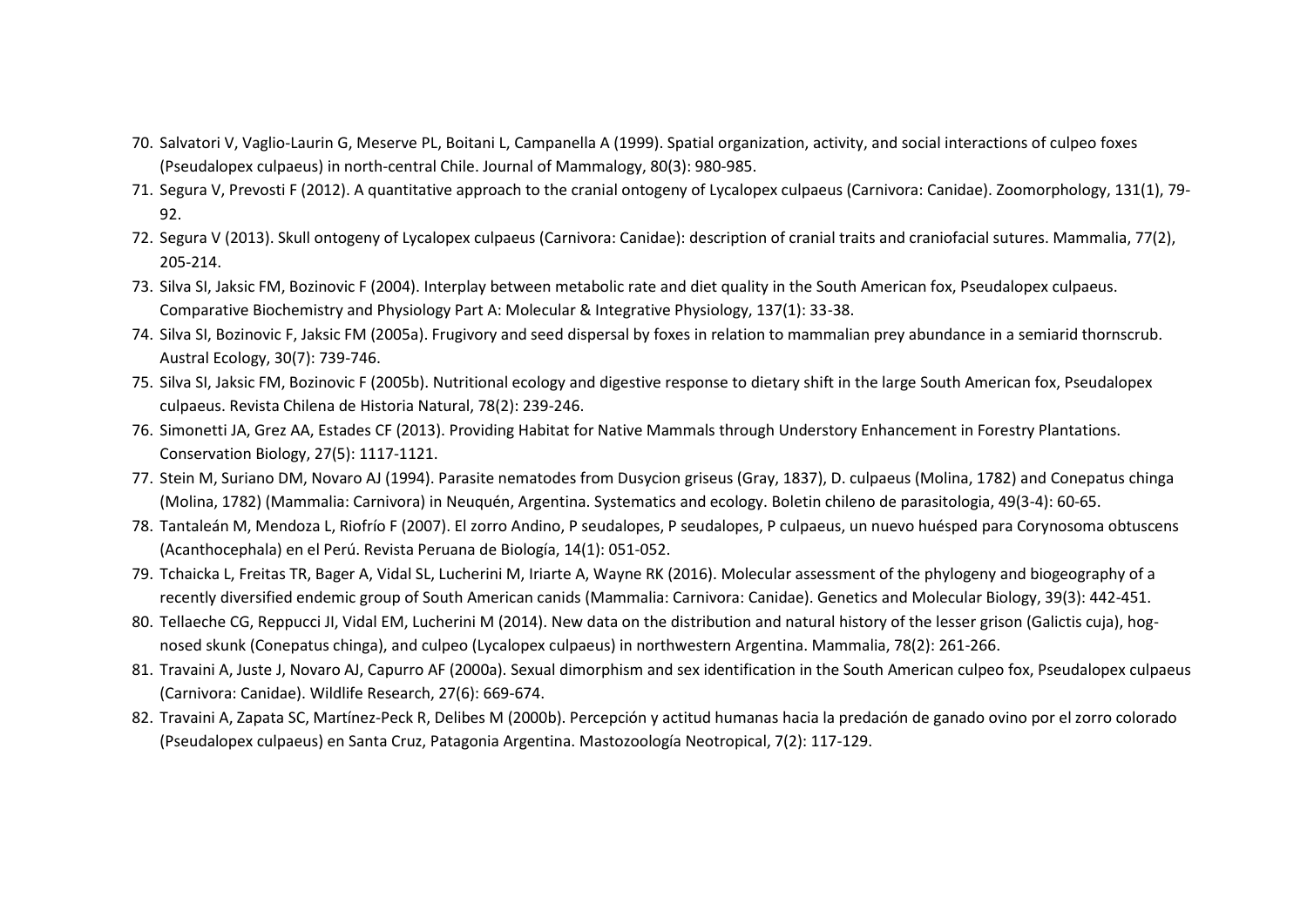70. Salvatori V, Vaglio-Laurin G, Meserve PL, Boitani L, Campanella A (1999). Spatial organization, activity, and social interactions of culpeo foxes (Pseudalopex culpaeus) in north-central Chile. Journal of Mammalogy, 80(3): 980-985.
71. Segura V, Prevosti F (2012). A quantitative approach to the cranial ontogeny of Lycalopex culpaeus (Carnivora: Canidae). Zoomorphology, 131(1), 79-92.
72. Segura V (2013). Skull ontogeny of Lycalopex culpaeus (Carnivora: Canidae): description of cranial traits and craniofacial sutures. Mammalia, 77(2), 205-214.
73. Silva SI, Jaksic FM, Bozinovic F (2004). Interplay between metabolic rate and diet quality in the South American fox, Pseudalopex culpaeus. Comparative Biochemistry and Physiology Part A: Molecular & Integrative Physiology, 137(1): 33-38.
74. Silva SI, Bozinovic F, Jaksic FM (2005a). Frugivory and seed dispersal by foxes in relation to mammalian prey abundance in a semiarid thornscrub. Austral Ecology, 30(7): 739-746.
75. Silva SI, Jaksic FM, Bozinovic F (2005b). Nutritional ecology and digestive response to dietary shift in the large South American fox, Pseudalopex culpaeus. Revista Chilena de Historia Natural, 78(2): 239-246.
76. Simonetti JA, Grez AA, Estades CF (2013). Providing Habitat for Native Mammals through Understory Enhancement in Forestry Plantations. Conservation Biology, 27(5): 1117-1121.
77. Stein M, Suriano DM, Novaro AJ (1994). Parasite nematodes from Dusycion griseus (Gray, 1837), D. culpaeus (Molina, 1782) and Conepatus chinga (Molina, 1782) (Mammalia: Carnivora) in Neuquén, Argentina. Systematics and ecology. Boletin chileno de parasitologia, 49(3-4): 60-65.
78. Tantaleán M, Mendoza L, Riofrío F (2007). El zorro Andino, P seudalopes, P seudalopes, P culpaeus, un nuevo huésped para Corynosoma obtuscens (Acanthocephala) en el Perú. Revista Peruana de Biología, 14(1): 051-052.
79. Tchaicka L, Freitas TR, Bager A, Vidal SL, Lucherini M, Iriarte A, Wayne RK (2016). Molecular assessment of the phylogeny and biogeography of a recently diversified endemic group of South American canids (Mammalia: Carnivora: Canidae). Genetics and Molecular Biology, 39(3): 442-451.
80. Tellaeche CG, Reppucci JI, Vidal EM, Lucherini M (2014). New data on the distribution and natural history of the lesser grison (Galictis cuja), hog-nosed skunk (Conepatus chinga), and culpeo (Lycalopex culpaeus) in northwestern Argentina. Mammalia, 78(2): 261-266.
81. Travaini A, Juste J, Novaro AJ, Capurro AF (2000a). Sexual dimorphism and sex identification in the South American culpeo fox, Pseudalopex culpaeus (Carnivora: Canidae). Wildlife Research, 27(6): 669-674.
82. Travaini A, Zapata SC, Martínez-Peck R, Delibes M (2000b). Percepción y actitud humanas hacia la predación de ganado ovino por el zorro colorado (Pseudalopex culpaeus) en Santa Cruz, Patagonia Argentina. Mastozoología Neotropical, 7(2): 117-129.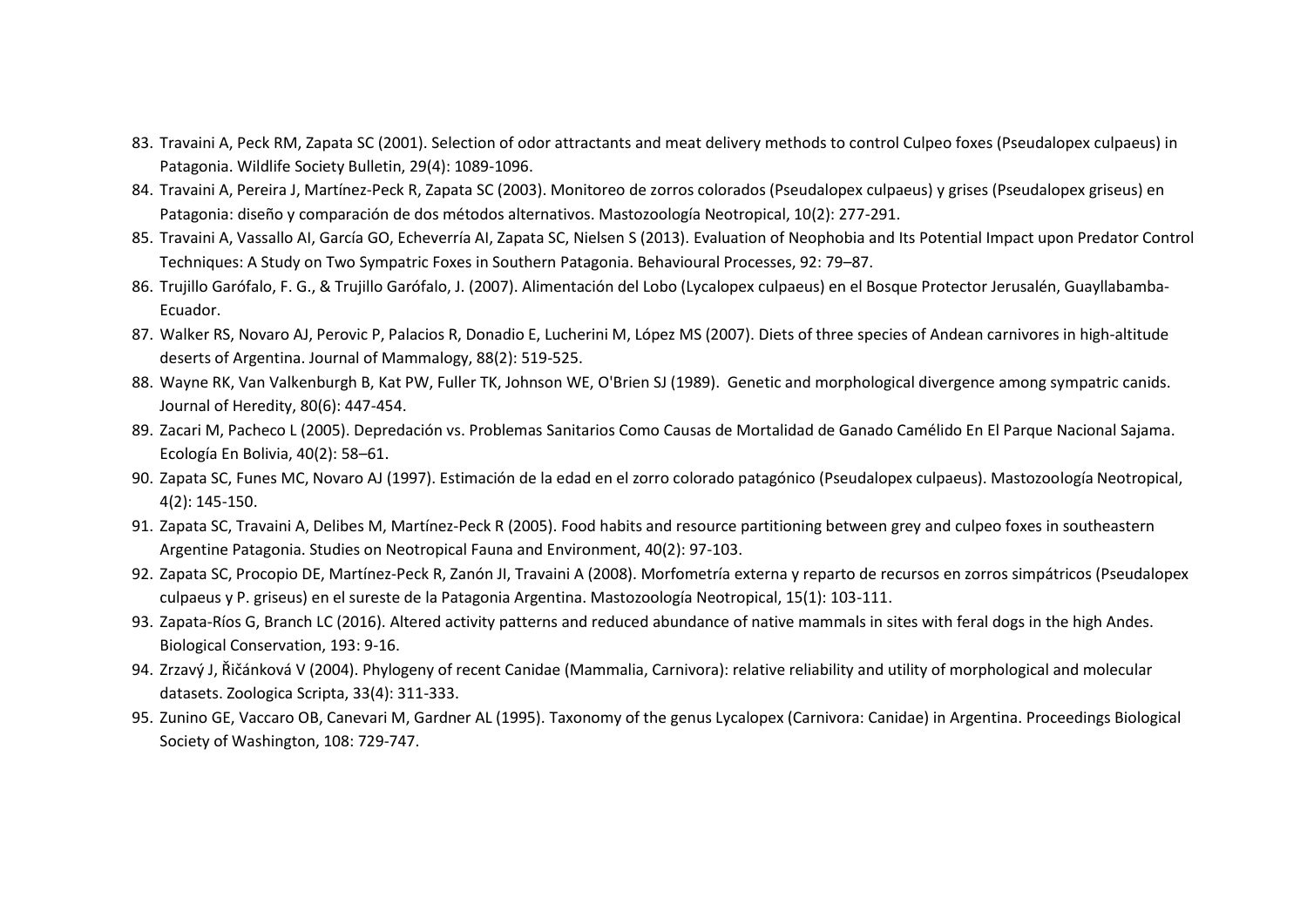83. Travaini A, Peck RM, Zapata SC (2001). Selection of odor attractants and meat delivery methods to control Culpeo foxes (Pseudalopex culpaeus) in Patagonia. Wildlife Society Bulletin, 29(4): 1089-1096.
84. Travaini A, Pereira J, Martínez-Peck R, Zapata SC (2003). Monitoreo de zorros colorados (Pseudalopex culpaeus) y grises (Pseudalopex griseus) en Patagonia: diseño y comparación de dos métodos alternativos. Mastozoología Neotropical, 10(2): 277-291.
85. Travaini A, Vassallo AI, García GO, Echeverría AI, Zapata SC, Nielsen S (2013). Evaluation of Neophobia and Its Potential Impact upon Predator Control Techniques: A Study on Two Sympatric Foxes in Southern Patagonia. Behavioural Processes, 92: 79–87.
86. Trujillo Garófalo, F. G., & Trujillo Garófalo, J. (2007). Alimentación del Lobo (Lycalopex culpaeus) en el Bosque Protector Jerusalén, Guayllabamba-Ecuador.
87. Walker RS, Novaro AJ, Perovic P, Palacios R, Donadio E, Lucherini M, López MS (2007). Diets of three species of Andean carnivores in high-altitude deserts of Argentina. Journal of Mammalogy, 88(2): 519-525.
88. Wayne RK, Van Valkenburgh B, Kat PW, Fuller TK, Johnson WE, O'Brien SJ (1989). Genetic and morphological divergence among sympatric canids. Journal of Heredity, 80(6): 447-454.
89. Zacari M, Pacheco L (2005). Depredación vs. Problemas Sanitarios Como Causas de Mortalidad de Ganado Camélido En El Parque Nacional Sajama. Ecología En Bolivia, 40(2): 58–61.
90. Zapata SC, Funes MC, Novaro AJ (1997). Estimación de la edad en el zorro colorado patagónico (Pseudalopex culpaeus). Mastozoología Neotropical, 4(2): 145-150.
91. Zapata SC, Travaini A, Delibes M, Martínez-Peck R (2005). Food habits and resource partitioning between grey and culpeo foxes in southeastern Argentine Patagonia. Studies on Neotropical Fauna and Environment, 40(2): 97-103.
92. Zapata SC, Procopio DE, Martínez-Peck R, Zanón JI, Travaini A (2008). Morfometría externa y reparto de recursos en zorros simpátricos (Pseudalopex culpaeus y P. griseus) en el sureste de la Patagonia Argentina. Mastozoología Neotropical, 15(1): 103-111.
93. Zapata-Ríos G, Branch LC (2016). Altered activity patterns and reduced abundance of native mammals in sites with feral dogs in the high Andes. Biological Conservation, 193: 9-16.
94. Zrzavý J, Řičánková V (2004). Phylogeny of recent Canidae (Mammalia, Carnivora): relative reliability and utility of morphological and molecular datasets. Zoologica Scripta, 33(4): 311-333.
95. Zunino GE, Vaccaro OB, Canevari M, Gardner AL (1995). Taxonomy of the genus Lycalopex (Carnivora: Canidae) in Argentina. Proceedings Biological Society of Washington, 108: 729-747.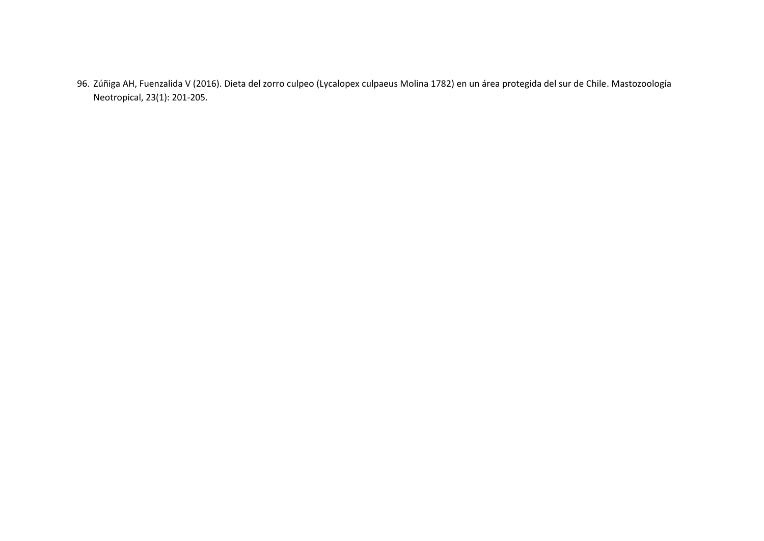96. Zúñiga AH, Fuenzalida V (2016). Dieta del zorro culpeo (Lycalopex culpaeus Molina 1782) en un área protegida del sur de Chile. Mastozoología Neotropical, 23(1): 201-205.